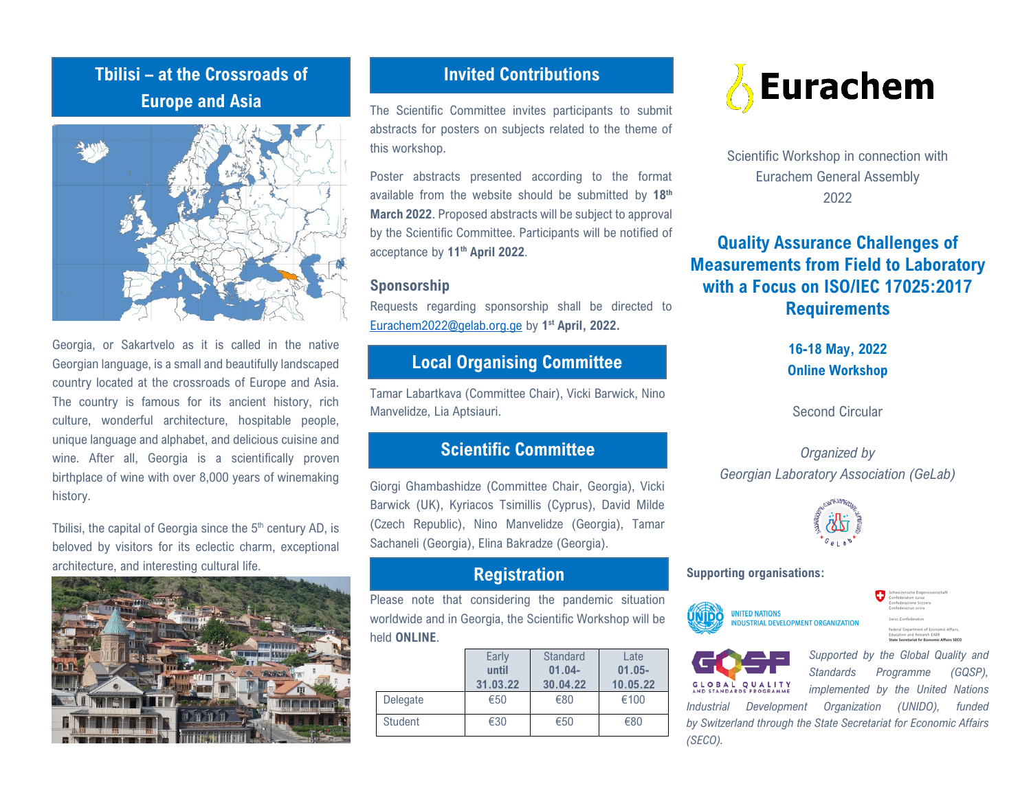## Tbilisi – at the Crossroads of Europe and Asia

Georgia, or Sakartvelo as it is called in the native Georgian language, is a small and beautifully landscaped country located at the crossroads of Europe and Asia. The country is famous for its ancient history, rich culture, wonderful architecture, hospitable people, unique language and alphabet, and delicious cuisine and wine. After all, Georgia is a scientifically proven birthplace of wine with over 8,000 years of winemaking history.

Tbilisi, the capital of Georgia since the 5th century AD, is beloved by visitors for its eclectic charm, exceptional architecture, and interesting cultural life.

## Invited Contributions

The Scientific Committee invites participants to submit abstracts for posters on subjects related to the theme of this workshop.

Poster abstracts presented according to the format available from the website should be submitted by **18th March 2022**. Proposed abstracts will be subject to approval by the Scientific Committee. Participants will be notified of acceptance by **11th April 2022**.

### Sponsorship

Requests regarding sponsorship shall be directed to Eurachem2022@gelab.org.ge by **1st April, 2022.**

## Local Organising Committee

Tamar Labartkava (Committee Chair), Vicki Barwick, Nino Manvelidze, Lia Aptsiauri.

## Scientific Committee

Giorgi Ghambashidze (Committee Chair, Georgia), Vicki Barwick (UK), Kyriacos Tsimillis (Cyprus), David Milde (Czech Republic), Nino Manvelidze (Georgia), Tamar Sachaneli (Georgia), Elina Bakradze (Georgia).

## Registration

Please note that considering the pandemic situation worldwide and in Georgia, the Scientific Workshop will be held **ONLINE**.

| | Early **until 31.03.22** | Standard **01.04-30.04.22** | Late **01.05-10.05.22** |
|---|---|---|---|
| Delegate | €50 | €80 | €100 |
| Student | €30 | €50 | €80 |

# Eurachem

Scientific Workshop in connection with Eurachem General Assembly 2022

## Quality Assurance Challenges of Measurements from Field to Laboratory with a Focus on ISO/IEC 17025:2017 Requirements

**16-18 May, 2022**

**Online Workshop**

Second Circular

*Organized by*

*Georgian Laboratory Association (GeLab)*

**Supporting organisations:**

UNITED NATIONS INDUSTRIAL DEVELOPMENT ORGANIZATION

Schweizerische Eidgenossenschaft
Confédération suisse
Confederazione Svizzera
Confederaziun svizra

Swiss Confederation

Federal Department of Economic Affairs, Education and Research EAER
State Secretariat for Economic Affairs SECO

GLOBAL QUALITY AND STANDARDS PROGRAMME

*Supported by the Global Quality and Standards Programme (GQSP), implemented by the United Nations Industrial Development Organization (UNIDO), funded by Switzerland through the State Secretariat for Economic Affairs (SECO).*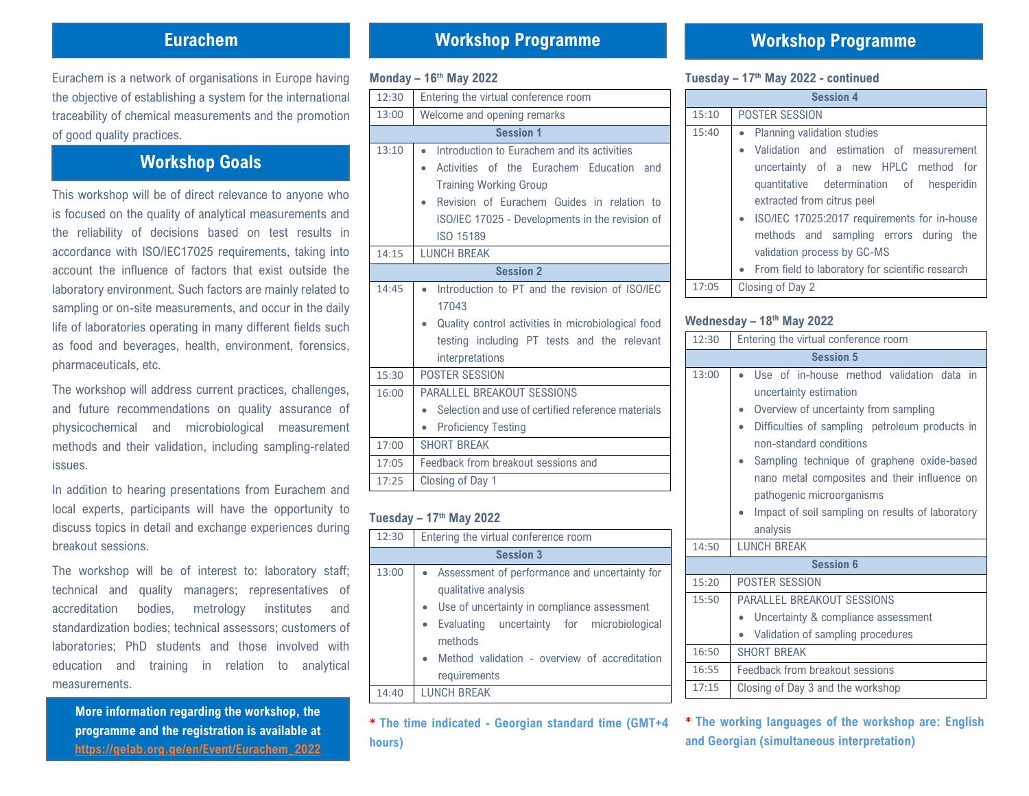## Eurachem

Eurachem is a network of organisations in Europe having the objective of establishing a system for the international traceability of chemical measurements and the promotion of good quality practices.

## Workshop Goals

This workshop will be of direct relevance to anyone who is focused on the quality of analytical measurements and the reliability of decisions based on test results in accordance with ISO/IEC17025 requirements, taking into account the influence of factors that exist outside the laboratory environment. Such factors are mainly related to sampling or on-site measurements, and occur in the daily life of laboratories operating in many different fields such as food and beverages, health, environment, forensics, pharmaceuticals, etc.

The workshop will address current practices, challenges, and future recommendations on quality assurance of physicochemical and microbiological measurement methods and their validation, including sampling-related issues.

In addition to hearing presentations from Eurachem and local experts, participants will have the opportunity to discuss topics in detail and exchange experiences during breakout sessions.

The workshop will be of interest to: laboratory staff; technical and quality managers; representatives of accreditation bodies, metrology institutes and standardization bodies; technical assessors; customers of laboratories; PhD students and those involved with education and training in relation to analytical measurements.

**More information regarding the workshop, the programme and the registration is available at https://gelab.org.ge/en/Event/Eurachem_2022**

## Workshop Programme

### Monday – 16th May 2022

| | |
|---|---|
| 12:30 | Entering the virtual conference room |
| 13:00 | Welcome and opening remarks |
| | **Session 1** |
| 13:10 | • Introduction to Eurachem and its activities<br>• Activities of the Eurachem Education and Training Working Group<br>• Revision of Eurachem Guides in relation to ISO/IEC 17025 - Developments in the revision of ISO 15189 |
| 14:15 | LUNCH BREAK |
| | **Session 2** |
| 14:45 | • Introduction to PT and the revision of ISO/IEC 17043<br>• Quality control activities in microbiological food testing including PT tests and the relevant interpretations |
| 15:30 | POSTER SESSION |
| 16:00 | PARALLEL BREAKOUT SESSIONS<br>• Selection and use of certified reference materials<br>• Proficiency Testing |
| 17:00 | SHORT BREAK |
| 17:05 | Feedback from breakout sessions and |
| 17:25 | Closing of Day 1 |

### Tuesday – 17th May 2022

| | |
|---|---|
| 12:30 | Entering the virtual conference room |
| | **Session 3** |
| 13:00 | • Assessment of performance and uncertainty for qualitative analysis<br>• Use of uncertainty in compliance assessment<br>• Evaluating uncertainty for microbiological methods<br>• Method validation - overview of accreditation requirements |
| 14:40 | LUNCH BREAK |

**\* The time indicated - Georgian standard time (GMT+4 hours)**

## Workshop Programme

### Tuesday – 17th May 2022 - continued

| | |
|---|---|
| | **Session 4** |
| 15:10 | POSTER SESSION |
| 15:40 | • Planning validation studies<br>• Validation and estimation of measurement uncertainty of a new HPLC method for quantitative determination of hesperidin extracted from citrus peel<br>• ISO/IEC 17025:2017 requirements for in-house methods and sampling errors during the validation process by GC-MS<br>• From field to laboratory for scientific research |
| 17:05 | Closing of Day 2 |

### Wednesday – 18th May 2022

| | |
|---|---|
| 12:30 | Entering the virtual conference room |
| | **Session 5** |
| 13:00 | • Use of in-house method validation data in uncertainty estimation<br>• Overview of uncertainty from sampling<br>• Difficulties of sampling petroleum products in non-standard conditions<br>• Sampling technique of graphene oxide-based nano metal composites and their influence on pathogenic microorganisms<br>• Impact of soil sampling on results of laboratory analysis |
| 14:50 | LUNCH BREAK |
| | **Session 6** |
| 15:20 | POSTER SESSION |
| 15:50 | PARALLEL BREAKOUT SESSIONS<br>• Uncertainty & compliance assessment<br>• Validation of sampling procedures |
| 16:50 | SHORT BREAK |
| 16:55 | Feedback from breakout sessions |
| 17:15 | Closing of Day 3 and the workshop |

**\* The working languages of the workshop are: English and Georgian (simultaneous interpretation)**